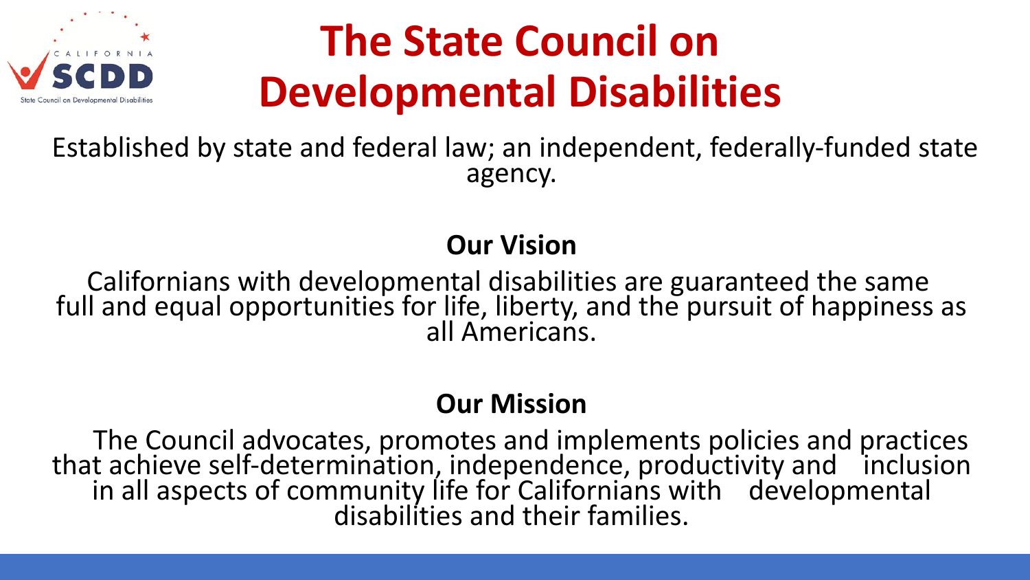# The State Council on Developmental Disabilities

Established by state and federal law; an independent, federally-funded state agency.

## Our Vision

Californians with developmental disabilities are guaranteed the same full and equal opportunities for life, liberty, and the pursuit of happiness as all Americans.

## Our Mission

The Council advocates, promotes and implements policies and practices that achieve self-determination, independence, productivity and inclusion in all aspects of community life for Californians with developmental disabilities and their families.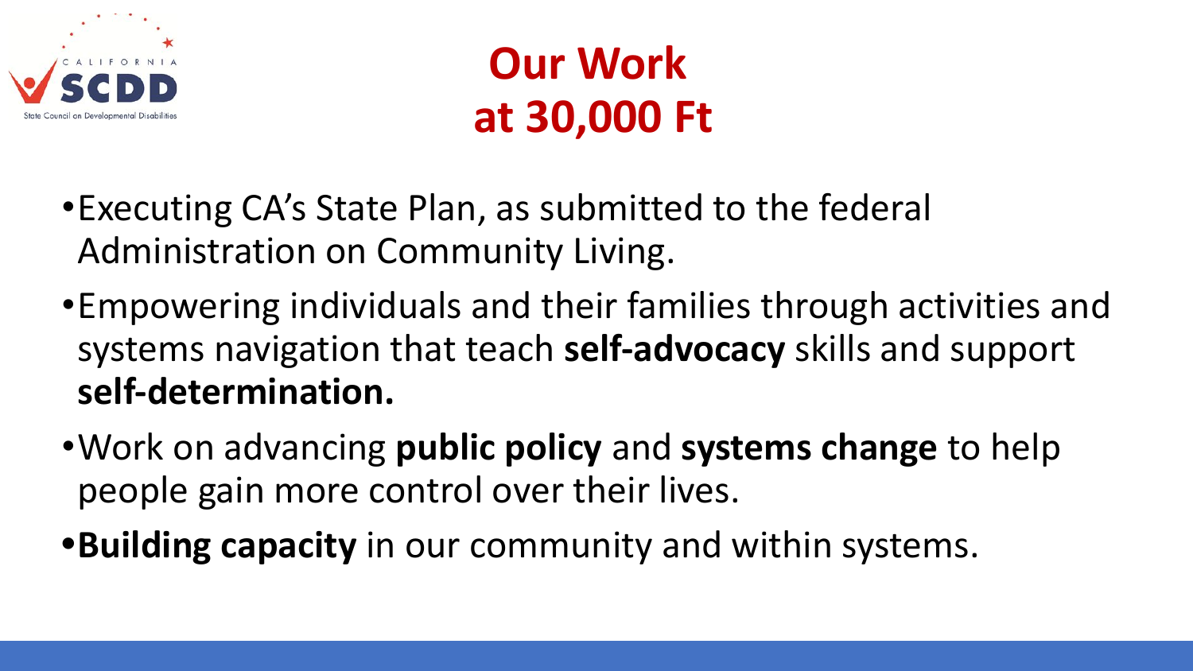# Our Work at 30,000 Ft

- Executing CA's State Plan, as submitted to the federal Administration on Community Living.
- Empowering individuals and their families through activities and systems navigation that teach **self-advocacy** skills and support **self-determination.**
- Work on advancing **public policy** and **systems change** to help people gain more control over their lives.
- **Building capacity** in our community and within systems.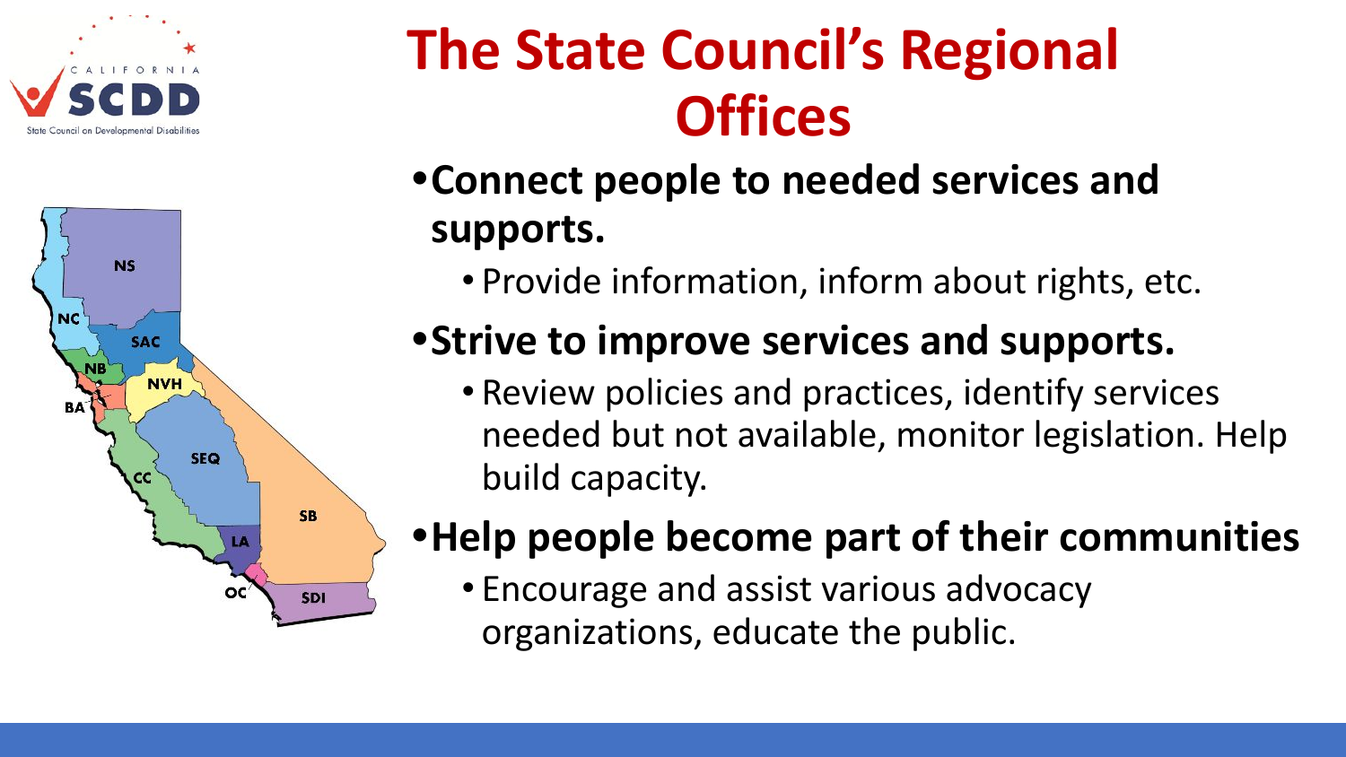# The State Council's Regional Offices

- **Connect people to needed services and supports.**
  - Provide information, inform about rights, etc.
- **Strive to improve services and supports.**
  - Review policies and practices, identify services needed but not available, monitor legislation. Help build capacity.
- **Help people become part of their communities**
  - Encourage and assist various advocacy organizations, educate the public.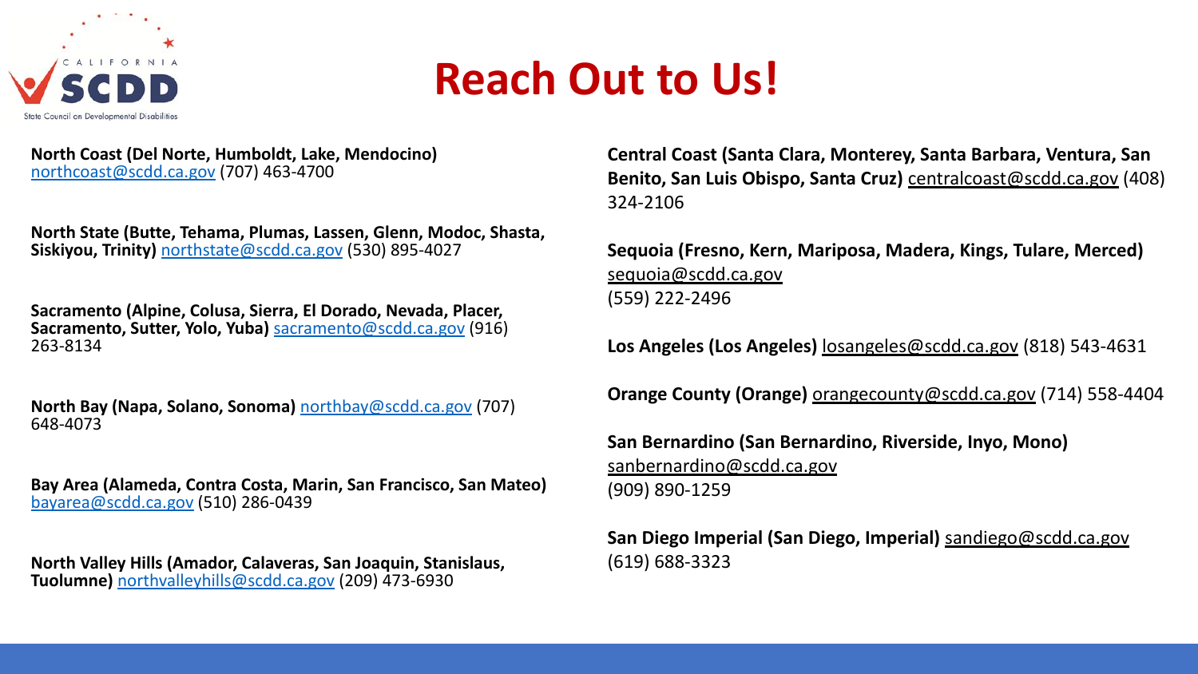# Reach Out to Us!

**North Coast (Del Norte, Humboldt, Lake, Mendocino)** northcoast@scdd.ca.gov (707) 463-4700

**North State (Butte, Tehama, Plumas, Lassen, Glenn, Modoc, Shasta, Siskiyou, Trinity)** northstate@scdd.ca.gov (530) 895-4027

**Sacramento (Alpine, Colusa, Sierra, El Dorado, Nevada, Placer, Sacramento, Sutter, Yolo, Yuba)** sacramento@scdd.ca.gov (916) 263-8134

**North Bay (Napa, Solano, Sonoma)** northbay@scdd.ca.gov (707) 648-4073

**Bay Area (Alameda, Contra Costa, Marin, San Francisco, San Mateo)** bayarea@scdd.ca.gov (510) 286-0439

**North Valley Hills (Amador, Calaveras, San Joaquin, Stanislaus, Tuolumne)** northvalleyhills@scdd.ca.gov (209) 473-6930

**Central Coast (Santa Clara, Monterey, Santa Barbara, Ventura, San Benito, San Luis Obispo, Santa Cruz)** centralcoast@scdd.ca.gov (408) 324-2106

**Sequoia (Fresno, Kern, Mariposa, Madera, Kings, Tulare, Merced)** sequoia@scdd.ca.gov (559) 222-2496

**Los Angeles (Los Angeles)** losangeles@scdd.ca.gov (818) 543-4631

**Orange County (Orange)** orangecounty@scdd.ca.gov (714) 558-4404

**San Bernardino (San Bernardino, Riverside, Inyo, Mono)** sanbernardino@scdd.ca.gov (909) 890-1259

**San Diego Imperial (San Diego, Imperial)** sandiego@scdd.ca.gov (619) 688-3323